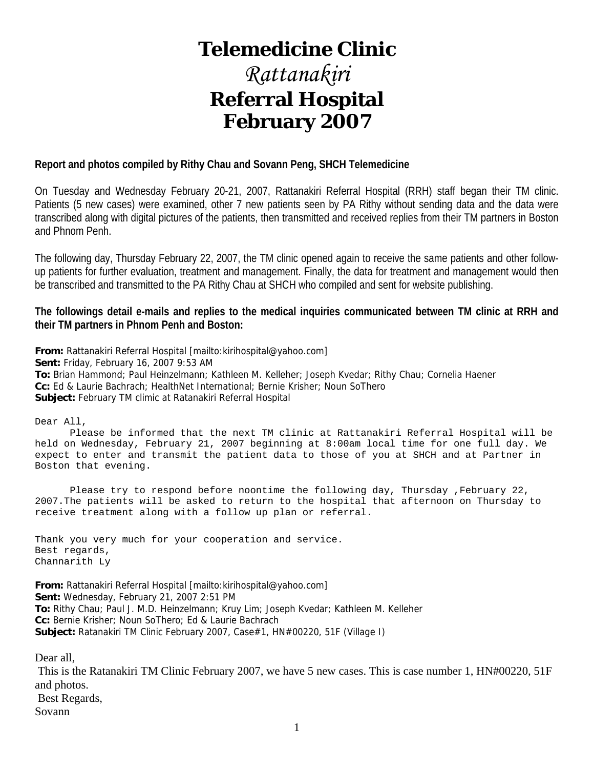# Telemedicine Clinic
# *Rattanakiri*
# Referral Hospital
# February 2007

**Report and photos compiled by Rithy Chau and Sovann Peng, SHCH Telemedicine**

On Tuesday and Wednesday February 20-21, 2007, Rattanakiri Referral Hospital (RRH) staff began their TM clinic. Patients (5 new cases) were examined, other 7 new patients seen by PA Rithy without sending data and the data were transcribed along with digital pictures of the patients, then transmitted and received replies from their TM partners in Boston and Phnom Penh.

The following day, Thursday February 22, 2007, the TM clinic opened again to receive the same patients and other follow-up patients for further evaluation, treatment and management. Finally, the data for treatment and management would then be transcribed and transmitted to the PA Rithy Chau at SHCH who compiled and sent for website publishing.

**The followings detail e-mails and replies to the medical inquiries communicated between TM clinic at RRH and their TM partners in Phnom Penh and Boston:**

**From:** Rattanakiri Referral Hospital [mailto:kirihospital@yahoo.com]
**Sent:** Friday, February 16, 2007 9:53 AM
**To:** Brian Hammond; Paul Heinzelmann; Kathleen M. Kelleher; Joseph Kvedar; Rithy Chau; Cornelia Haener
**Cc:** Ed & Laurie Bachrach; HealthNet International; Bernie Krisher; Noun SoThero
**Subject:** February TM climic at Ratanakiri Referral Hospital

Dear All,

Please be informed that the next TM clinic at Rattanakiri Referral Hospital will be held on Wednesday, February 21, 2007 beginning at 8:00am local time for one full day. We expect to enter and transmit the patient data to those of you at SHCH and at Partner in Boston that evening.

Please try to respond before noontime the following day, Thursday ,February 22, 2007.The patients will be asked to return to the hospital that afternoon on Thursday to receive treatment along with a follow up plan or referral.

Thank you very much for your cooperation and service.
Best regards,
Channarith Ly

**From:** Rattanakiri Referral Hospital [mailto:kirihospital@yahoo.com]
**Sent:** Wednesday, February 21, 2007 2:51 PM
**To:** Rithy Chau; Paul J. M.D. Heinzelmann; Kruy Lim; Joseph Kvedar; Kathleen M. Kelleher
**Cc:** Bernie Krisher; Noun SoThero; Ed & Laurie Bachrach
**Subject:** Ratanakiri TM Clinic February 2007, Case#1, HN#00220, 51F (Village I)

Dear all,
This is the Ratanakiri TM Clinic February 2007, we have 5 new cases. This is case number 1, HN#00220, 51F and photos.
Best Regards,
Sovann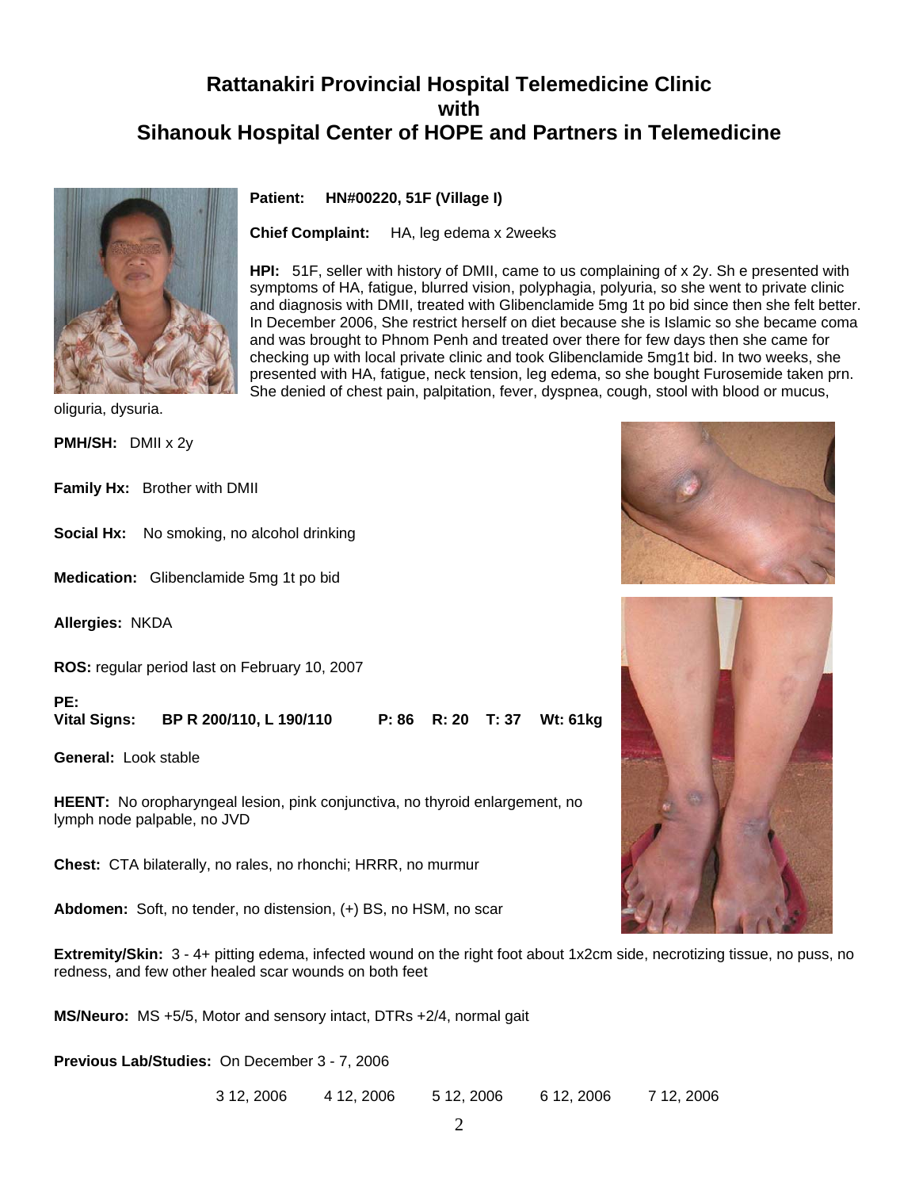## Rattanakiri Provincial Hospital Telemedicine Clinic with Sihanouk Hospital Center of HOPE and Partners in Telemedicine

**Patient: HN#00220, 51F (Village I)**

**Chief Complaint:** HA, leg edema x 2weeks

**HPI:** 51F, seller with history of DMII, came to us complaining of x 2y. Sh e presented with symptoms of HA, fatigue, blurred vision, polyphagia, polyuria, so she went to private clinic and diagnosis with DMII, treated with Glibenclamide 5mg 1t po bid since then she felt better. In December 2006, She restrict herself on diet because she is Islamic so she became coma and was brought to Phnom Penh and treated over there for few days then she came for checking up with local private clinic and took Glibenclamide 5mg1t bid. In two weeks, she presented with HA, fatigue, neck tension, leg edema, so she bought Furosemide taken prn. She denied of chest pain, palpitation, fever, dyspnea, cough, stool with blood or mucus, oliguria, dysuria.

**PMH/SH:** DMII x 2y

**Family Hx:** Brother with DMII

**Social Hx:** No smoking, no alcohol drinking

**Medication:** Glibenclamide 5mg 1t po bid

**Allergies:** NKDA

**ROS:** regular period last on February 10, 2007

**PE:**

**Vital Signs: BP R 200/110, L 190/110 P: 86 R: 20 T: 37 Wt: 61kg**

**General:** Look stable

**HEENT:** No oropharyngeal lesion, pink conjunctiva, no thyroid enlargement, no lymph node palpable, no JVD

**Chest:** CTA bilaterally, no rales, no rhonchi; HRRR, no murmur

**Abdomen:** Soft, no tender, no distension, (+) BS, no HSM, no scar

**Extremity/Skin:** 3 - 4+ pitting edema, infected wound on the right foot about 1x2cm side, necrotizing tissue, no puss, no redness, and few other healed scar wounds on both feet

**MS/Neuro:** MS +5/5, Motor and sensory intact, DTRs +2/4, normal gait

**Previous Lab/Studies:** On December 3 - 7, 2006

3 12, 2006 4 12, 2006 5 12, 2006 6 12, 2006 7 12, 2006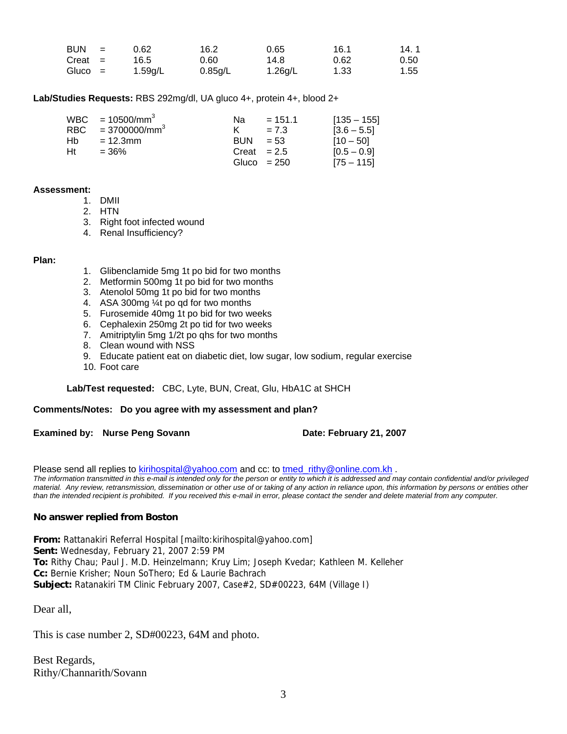| | | | | | | |
|---|---|---|---|---|---|---|
| BUN | = | 0.62 | 16.2 | 0.65 | 16.1 | 14. 1 |
| Creat | = | 16.5 | 0.60 | 14.8 | 0.62 | 0.50 |
| Gluco | = | 1.59g/L | 0.85g/L | 1.26g/L | 1.33 | 1.55 |

**Lab/Studies Requests:** RBS 292mg/dl, UA gluco 4+, protein 4+, blood 2+

| | | | | |
|---|---|---|---|---|
| WBC | = 10500/mm$^3$ | Na | = 151.1 | [135 – 155] |
| RBC | = 3700000/mm$^3$ | K | = 7.3 | [3.6 – 5.5] |
| Hb | = 12.3mm | BUN | = 53 | [10 – 50] |
| Ht | = 36% | Creat | = 2.5 | [0.5 – 0.9] |
| | | Gluco | = 250 | [75 – 115] |

**Assessment:**

1. DMII
2. HTN
3. Right foot infected wound
4. Renal Insufficiency?

**Plan:**

1. Glibenclamide 5mg 1t po bid for two months
2. Metformin 500mg 1t po bid for two months
3. Atenolol 50mg 1t po bid for two months
4. ASA 300mg ¼t po qd for two months
5. Furosemide 40mg 1t po bid for two weeks
6. Cephalexin 250mg 2t po tid for two weeks
7. Amitriptylin 5mg 1/2t po qhs for two months
8. Clean wound with NSS
9. Educate patient eat on diabetic diet, low sugar, low sodium, regular exercise
10. Foot care

**Lab/Test requested:** CBC, Lyte, BUN, Creat, Glu, HbA1C at SHCH

**Comments/Notes: Do you agree with my assessment and plan?**

**Examined by: Nurse Peng Sovann** **Date: February 21, 2007**

Please send all replies to kirihospital@yahoo.com and cc: to tmed_rithy@online.com.kh .

*The information transmitted in this e-mail is intended only for the person or entity to which it is addressed and may contain confidential and/or privileged material. Any review, retransmission, dissemination or other use of or taking of any action in reliance upon, this information by persons or entities other than the intended recipient is prohibited. If you received this e-mail in error, please contact the sender and delete material from any computer.*

**No answer replied from Boston**

**From:** Rattanakiri Referral Hospital [mailto:kirihospital@yahoo.com]
**Sent:** Wednesday, February 21, 2007 2:59 PM
**To:** Rithy Chau; Paul J. M.D. Heinzelmann; Kruy Lim; Joseph Kvedar; Kathleen M. Kelleher
**Cc:** Bernie Krisher; Noun SoThero; Ed & Laurie Bachrach
**Subject:** Ratanakiri TM Clinic February 2007, Case#2, SD#00223, 64M (Village I)

Dear all,

This is case number 2, SD#00223, 64M and photo.

Best Regards,
Rithy/Channarith/Sovann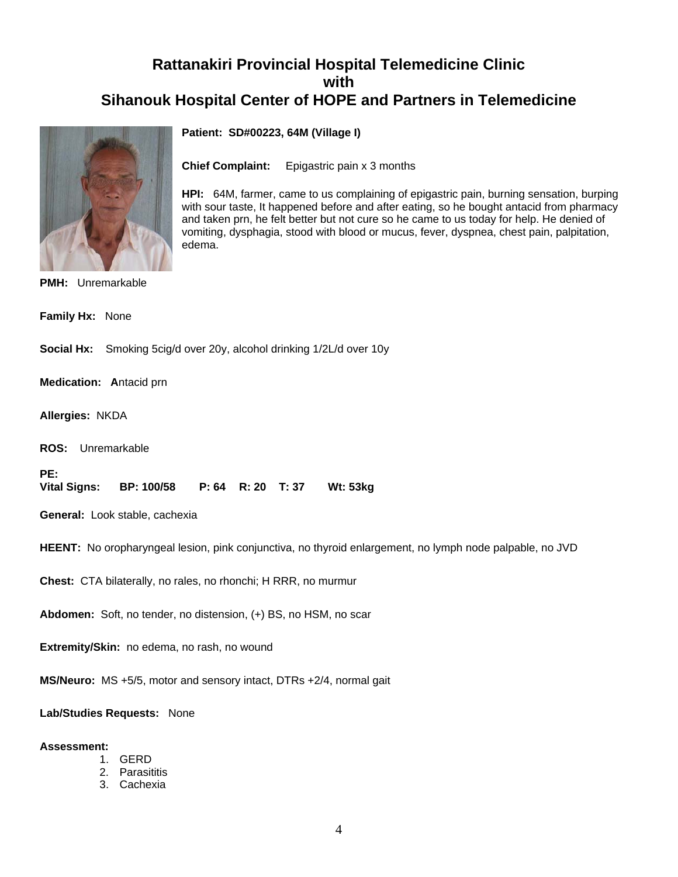# Rattanakiri Provincial Hospital Telemedicine Clinic
# with
# Sihanouk Hospital Center of HOPE and Partners in Telemedicine

**Patient: SD#00223, 64M (Village I)**

**Chief Complaint:** Epigastric pain x 3 months

**HPI:** 64M, farmer, came to us complaining of epigastric pain, burning sensation, burping with sour taste, It happened before and after eating, so he bought antacid from pharmacy and taken prn, he felt better but not cure so he came to us today for help. He denied of vomiting, dysphagia, stood with blood or mucus, fever, dyspnea, chest pain, palpitation, edema.

**PMH:** Unremarkable

**Family Hx:** None

**Social Hx:** Smoking 5cig/d over 20y, alcohol drinking 1/2L/d over 10y

**Medication: A**ntacid prn

**Allergies:** NKDA

**ROS:** Unremarkable

**PE:**
**Vital Signs: BP: 100/58 P: 64 R: 20 T: 37 Wt: 53kg**

**General:** Look stable, cachexia

**HEENT:** No oropharyngeal lesion, pink conjunctiva, no thyroid enlargement, no lymph node palpable, no JVD

**Chest:** CTA bilaterally, no rales, no rhonchi; H RRR, no murmur

**Abdomen:** Soft, no tender, no distension, (+) BS, no HSM, no scar

**Extremity/Skin:** no edema, no rash, no wound

**MS/Neuro:** MS +5/5, motor and sensory intact, DTRs +2/4, normal gait

**Lab/Studies Requests:** None

**Assessment:**

1. GERD
2. Parasititis
3. Cachexia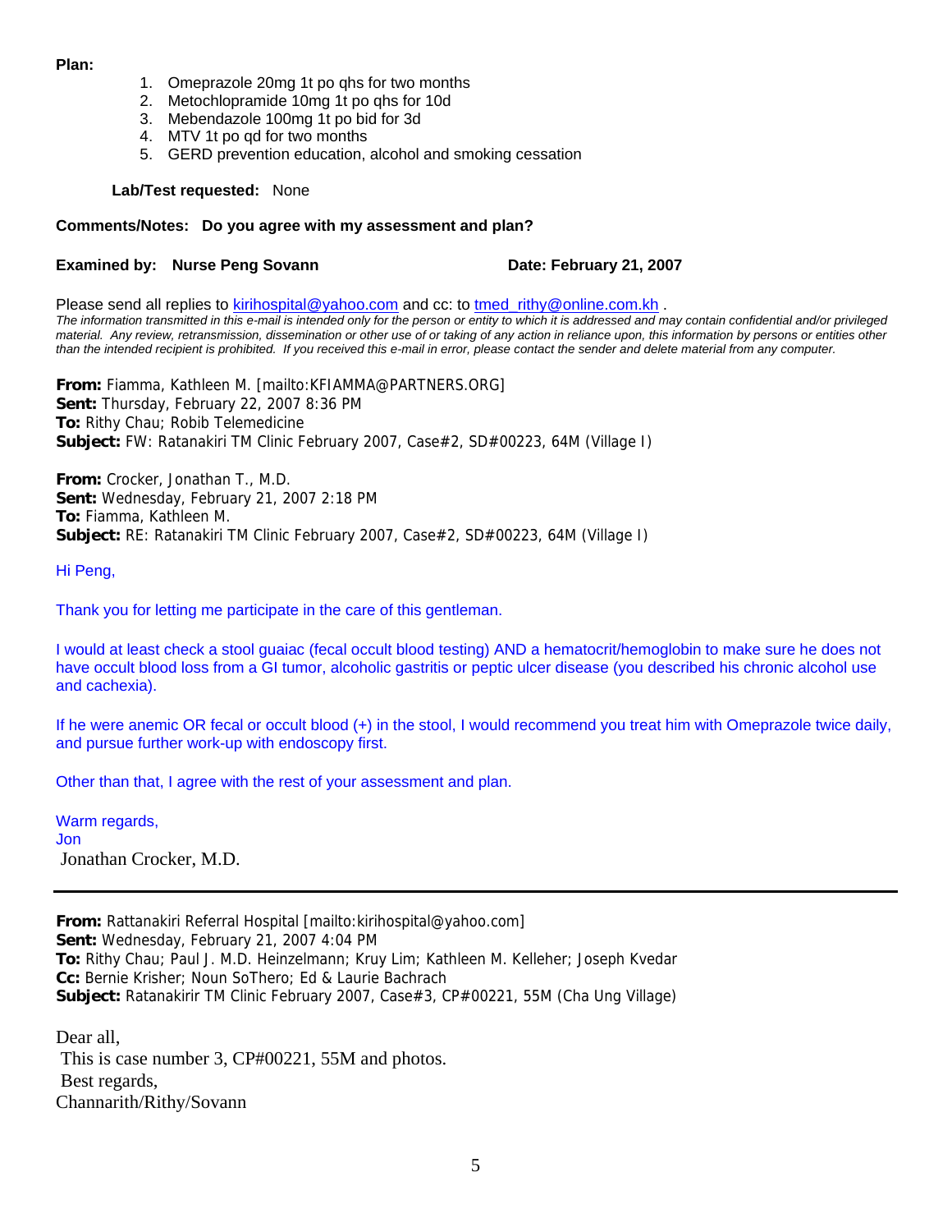**Plan:**

1. Omeprazole 20mg 1t po qhs for two months
2. Metochlopramide 10mg 1t po qhs for 10d
3. Mebendazole 100mg 1t po bid for 3d
4. MTV 1t po qd for two months
5. GERD prevention education, alcohol and smoking cessation

**Lab/Test requested:** None

**Comments/Notes: Do you agree with my assessment and plan?**

**Examined by: Nurse Peng Sovann** **Date: February 21, 2007**

Please send all replies to kirihospital@yahoo.com and cc: to tmed_rithy@online.com.kh .

*The information transmitted in this e-mail is intended only for the person or entity to which it is addressed and may contain confidential and/or privileged material. Any review, retransmission, dissemination or other use of or taking of any action in reliance upon, this information by persons or entities other than the intended recipient is prohibited. If you received this e-mail in error, please contact the sender and delete material from any computer.*

**From:** Fiamma, Kathleen M. [mailto:KFIAMMA@PARTNERS.ORG]
**Sent:** Thursday, February 22, 2007 8:36 PM
**To:** Rithy Chau; Robib Telemedicine
**Subject:** FW: Ratanakiri TM Clinic February 2007, Case#2, SD#00223, 64M (Village I)

**From:** Crocker, Jonathan T., M.D.
**Sent:** Wednesday, February 21, 2007 2:18 PM
**To:** Fiamma, Kathleen M.
**Subject:** RE: Ratanakiri TM Clinic February 2007, Case#2, SD#00223, 64M (Village I)

Hi Peng,

Thank you for letting me participate in the care of this gentleman.

I would at least check a stool guaiac (fecal occult blood testing) AND a hematocrit/hemoglobin to make sure he does not have occult blood loss from a GI tumor, alcoholic gastritis or peptic ulcer disease (you described his chronic alcohol use and cachexia).

If he were anemic OR fecal or occult blood (+) in the stool, I would recommend you treat him with Omeprazole twice daily, and pursue further work-up with endoscopy first.

Other than that, I agree with the rest of your assessment and plan.

Warm regards,
Jon
Jonathan Crocker, M.D.

---

**From:** Rattanakiri Referral Hospital [mailto:kirihospital@yahoo.com]
**Sent:** Wednesday, February 21, 2007 4:04 PM
**To:** Rithy Chau; Paul J. M.D. Heinzelmann; Kruy Lim; Kathleen M. Kelleher; Joseph Kvedar
**Cc:** Bernie Krisher; Noun SoThero; Ed & Laurie Bachrach
**Subject:** Ratanakirir TM Clinic February 2007, Case#3, CP#00221, 55M (Cha Ung Village)

Dear all,
This is case number 3, CP#00221, 55M and photos.
Best regards,
Channarith/Rithy/Sovann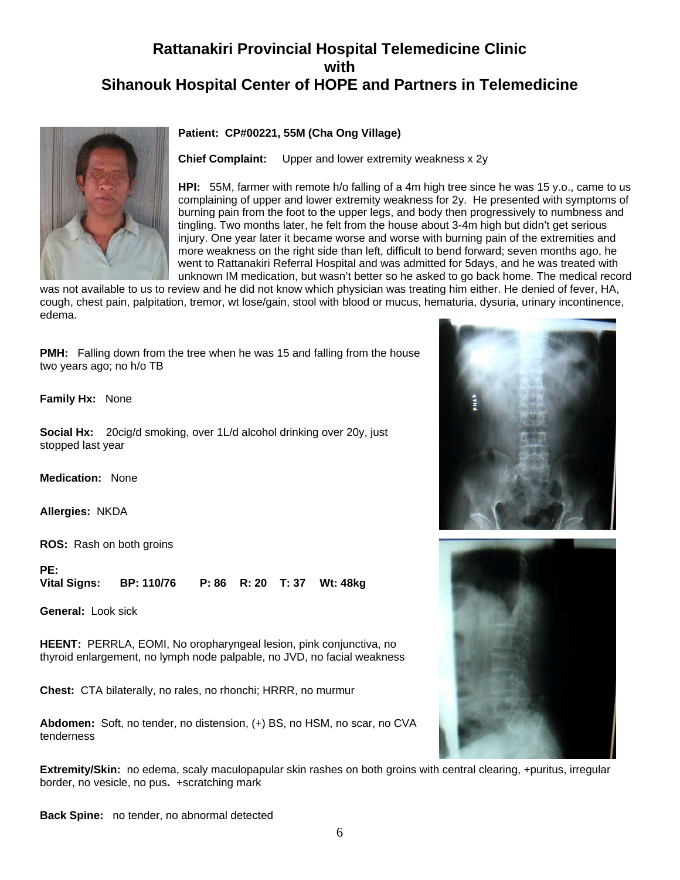# Rattanakiri Provincial Hospital Telemedicine Clinic with Sihanouk Hospital Center of HOPE and Partners in Telemedicine

**Patient: CP#00221, 55M (Cha Ong Village)**

**Chief Complaint:** Upper and lower extremity weakness x 2y

**HPI:** 55M, farmer with remote h/o falling of a 4m high tree since he was 15 y.o., came to us complaining of upper and lower extremity weakness for 2y. He presented with symptoms of burning pain from the foot to the upper legs, and body then progressively to numbness and tingling. Two months later, he felt from the house about 3-4m high but didn't get serious injury. One year later it became worse and worse with burning pain of the extremities and more weakness on the right side than left, difficult to bend forward; seven months ago, he went to Rattanakiri Referral Hospital and was admitted for 5days, and he was treated with unknown IM medication, but wasn't better so he asked to go back home. The medical record was not available to us to review and he did not know which physician was treating him either. He denied of fever, HA, cough, chest pain, palpitation, tremor, wt lose/gain, stool with blood or mucus, hematuria, dysuria, urinary incontinence, edema.

**PMH:** Falling down from the tree when he was 15 and falling from the house two years ago; no h/o TB

**Family Hx:** None

**Social Hx:** 20cig/d smoking, over 1L/d alcohol drinking over 20y, just stopped last year

**Medication:** None

**Allergies:** NKDA

**ROS:** Rash on both groins

**PE:**
**Vital Signs: BP: 110/76 P: 86 R: 20 T: 37 Wt: 48kg**

**General:** Look sick

**HEENT:** PERRLA, EOMI, No oropharyngeal lesion, pink conjunctiva, no thyroid enlargement, no lymph node palpable, no JVD, no facial weakness

**Chest:** CTA bilaterally, no rales, no rhonchi; HRRR, no murmur

**Abdomen:** Soft, no tender, no distension, (+) BS, no HSM, no scar, no CVA tenderness

**Extremity/Skin:** no edema, scaly maculopapular skin rashes on both groins with central clearing, +puritus, irregular border, no vesicle, no pus**.** +scratching mark

**Back Spine:** no tender, no abnormal detected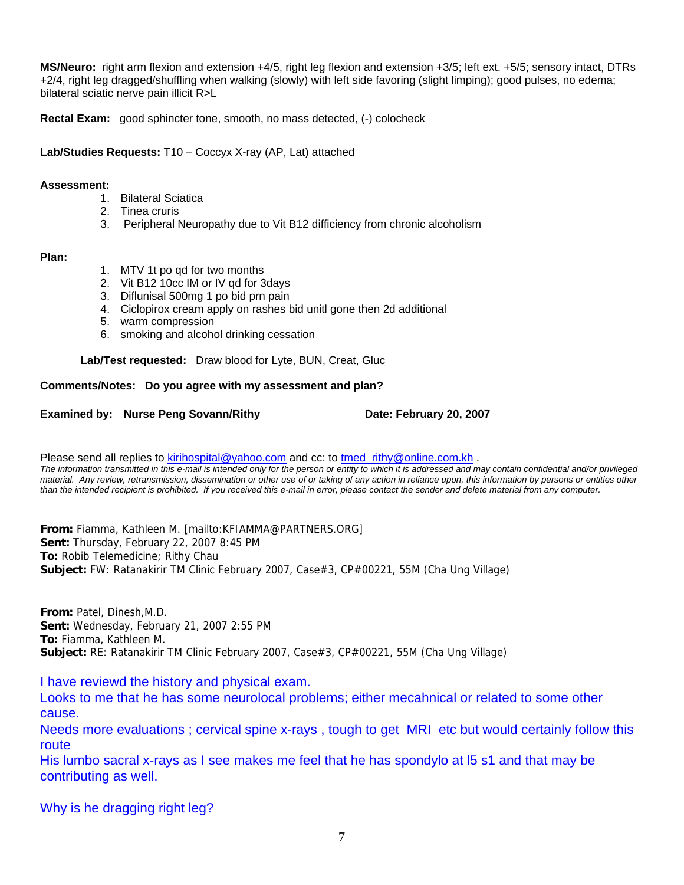**MS/Neuro:** right arm flexion and extension +4/5, right leg flexion and extension +3/5; left ext. +5/5; sensory intact, DTRs +2/4, right leg dragged/shuffling when walking (slowly) with left side favoring (slight limping); good pulses, no edema; bilateral sciatic nerve pain illicit R>L

**Rectal Exam:** good sphincter tone, smooth, no mass detected, (-) colocheck

**Lab/Studies Requests:** T10 – Coccyx X-ray (AP, Lat) attached

**Assessment:**

1. Bilateral Sciatica
2. Tinea cruris
3. Peripheral Neuropathy due to Vit B12 difficiency from chronic alcoholism

**Plan:**

1. MTV 1t po qd for two months
2. Vit B12 10cc IM or IV qd for 3days
3. Diflunisal 500mg 1 po bid prn pain
4. Ciclopirox cream apply on rashes bid unitl gone then 2d additional
5. warm compression
6. smoking and alcohol drinking cessation

**Lab/Test requested:** Draw blood for Lyte, BUN, Creat, Gluc

**Comments/Notes: Do you agree with my assessment and plan?**

**Examined by: Nurse Peng Sovann/Rithy** **Date: February 20, 2007**

Please send all replies to kirihospital@yahoo.com and cc: to tmed_rithy@online.com.kh .

*The information transmitted in this e-mail is intended only for the person or entity to which it is addressed and may contain confidential and/or privileged material. Any review, retransmission, dissemination or other use of or taking of any action in reliance upon, this information by persons or entities other than the intended recipient is prohibited. If you received this e-mail in error, please contact the sender and delete material from any computer.*

**From:** Fiamma, Kathleen M. [mailto:KFIAMMA@PARTNERS.ORG]
**Sent:** Thursday, February 22, 2007 8:45 PM
**To:** Robib Telemedicine; Rithy Chau
**Subject:** FW: Ratanakirir TM Clinic February 2007, Case#3, CP#00221, 55M (Cha Ung Village)

**From:** Patel, Dinesh,M.D.
**Sent:** Wednesday, February 21, 2007 2:55 PM
**To:** Fiamma, Kathleen M.
**Subject:** RE: Ratanakirir TM Clinic February 2007, Case#3, CP#00221, 55M (Cha Ung Village)

I have reviewd the history and physical exam.
Looks to me that he has some neurolocal problems; either mecahnical or related to some other cause.
Needs more evaluations ; cervical spine x-rays , tough to get MRI etc but would certainly follow this route
His lumbo sacral x-rays as I see makes me feel that he has spondylo at l5 s1 and that may be contributing as well.

Why is he dragging right leg?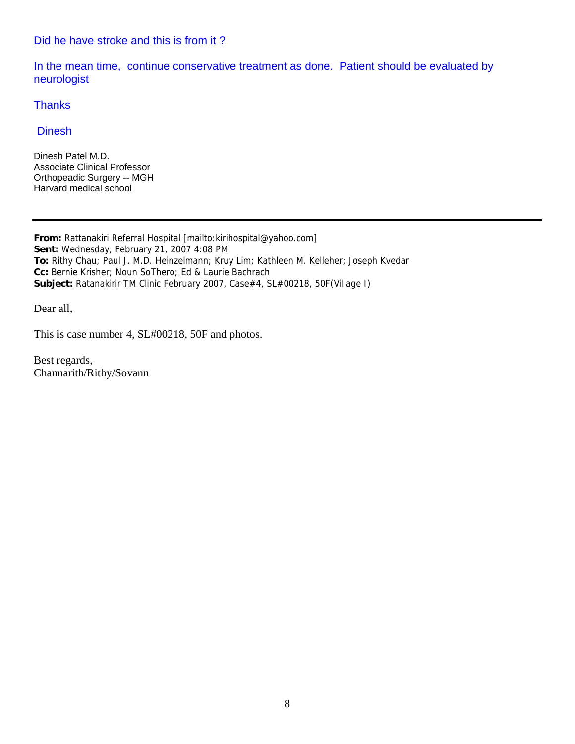Did he have stroke and this is from it ?

In the mean time, continue conservative treatment as done. Patient should be evaluated by neurologist

Thanks

Dinesh

Dinesh Patel M.D.
Associate Clinical Professor
Orthopeadic Surgery -- MGH
Harvard medical school

---

**From:** Rattanakiri Referral Hospital [mailto:kirihospital@yahoo.com]
**Sent:** Wednesday, February 21, 2007 4:08 PM
**To:** Rithy Chau; Paul J. M.D. Heinzelmann; Kruy Lim; Kathleen M. Kelleher; Joseph Kvedar
**Cc:** Bernie Krisher; Noun SoThero; Ed & Laurie Bachrach
**Subject:** Ratanakirir TM Clinic February 2007, Case#4, SL#00218, 50F(Village I)

Dear all,

This is case number 4, SL#00218, 50F and photos.

Best regards,
Channarith/Rithy/Sovann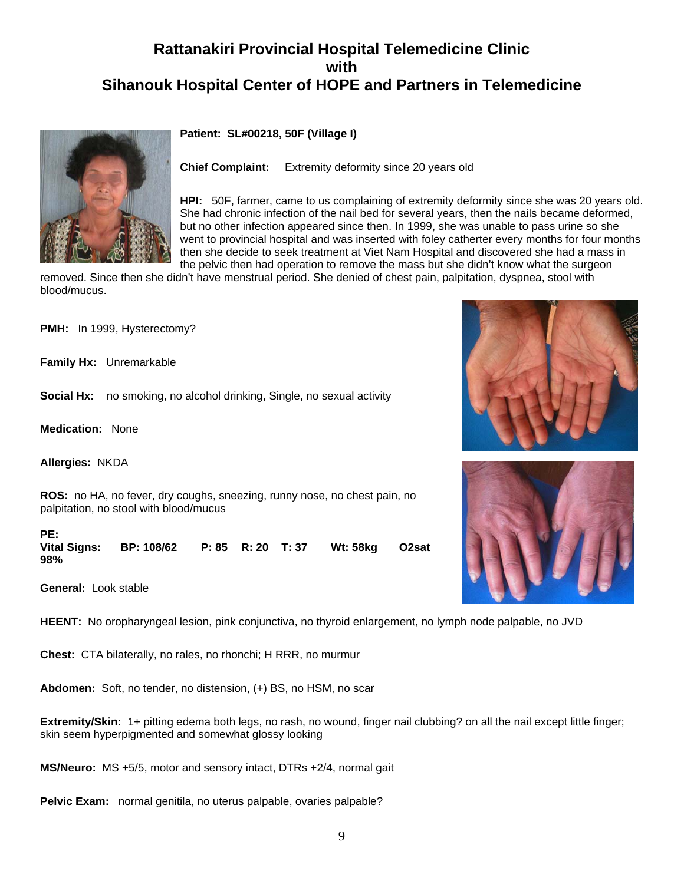# Rattanakiri Provincial Hospital Telemedicine Clinic with Sihanouk Hospital Center of HOPE and Partners in Telemedicine

**Patient: SL#00218, 50F (Village I)**

**Chief Complaint:** Extremity deformity since 20 years old

**HPI:** 50F, farmer, came to us complaining of extremity deformity since she was 20 years old. She had chronic infection of the nail bed for several years, then the nails became deformed, but no other infection appeared since then. In 1999, she was unable to pass urine so she went to provincial hospital and was inserted with foley catherter every months for four months then she decide to seek treatment at Viet Nam Hospital and discovered she had a mass in the pelvic then had operation to remove the mass but she didn't know what the surgeon removed. Since then she didn't have menstrual period. She denied of chest pain, palpitation, dyspnea, stool with blood/mucus.

**PMH:** In 1999, Hysterectomy?

**Family Hx:** Unremarkable

**Social Hx:** no smoking, no alcohol drinking, Single, no sexual activity

**Medication:** None

**Allergies:** NKDA

**ROS:** no HA, no fever, dry coughs, sneezing, runny nose, no chest pain, no palpitation, no stool with blood/mucus

**PE:**
**Vital Signs: BP: 108/62 P: 85 R: 20 T: 37 Wt: 58kg O2sat 98%**

**General:** Look stable

**HEENT:** No oropharyngeal lesion, pink conjunctiva, no thyroid enlargement, no lymph node palpable, no JVD

**Chest:** CTA bilaterally, no rales, no rhonchi; H RRR, no murmur

**Abdomen:** Soft, no tender, no distension, (+) BS, no HSM, no scar

**Extremity/Skin:** 1+ pitting edema both legs, no rash, no wound, finger nail clubbing? on all the nail except little finger; skin seem hyperpigmented and somewhat glossy looking

**MS/Neuro:** MS +5/5, motor and sensory intact, DTRs +2/4, normal gait

**Pelvic Exam:** normal genitila, no uterus palpable, ovaries palpable?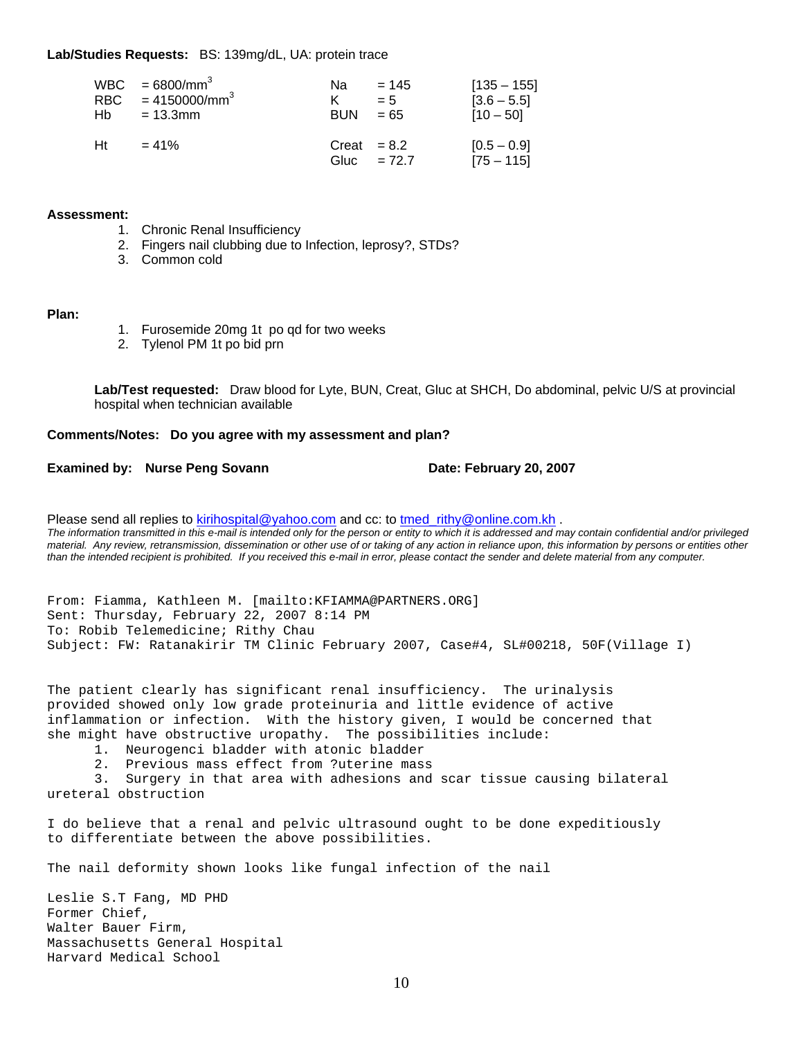**Lab/Studies Requests:** BS: 139mg/dL, UA: protein trace

| | | | | |
|---|---|---|---|---|
| WBC = $6800/mm^3$ | Na | = 145 | [135 – 155] |
| RBC = $4150000/mm^3$ | K | = 5 | [3.6 – 5.5] |
| Hb = 13.3mm | BUN | = 65 | [10 – 50] |
| Ht = 41% | Creat | = 8.2 | [0.5 – 0.9] |
| | Gluc | = 72.7 | [75 – 115] |

**Assessment:**

1. Chronic Renal Insufficiency
2. Fingers nail clubbing due to Infection, leprosy?, STDs?
3. Common cold

**Plan:**

1. Furosemide 20mg 1t po qd for two weeks
2. Tylenol PM 1t po bid prn

**Lab/Test requested:** Draw blood for Lyte, BUN, Creat, Gluc at SHCH, Do abdominal, pelvic U/S at provincial hospital when technician available

**Comments/Notes: Do you agree with my assessment and plan?**

**Examined by: Nurse Peng Sovann** **Date: February 20, 2007**

Please send all replies to kirihospital@yahoo.com and cc: to tmed_rithy@online.com.kh .

*The information transmitted in this e-mail is intended only for the person or entity to which it is addressed and may contain confidential and/or privileged material. Any review, retransmission, dissemination or other use of or taking of any action in reliance upon, this information by persons or entities other than the intended recipient is prohibited. If you received this e-mail in error, please contact the sender and delete material from any computer.*

From: Fiamma, Kathleen M. [mailto:KFIAMMA@PARTNERS.ORG]
Sent: Thursday, February 22, 2007 8:14 PM
To: Robib Telemedicine; Rithy Chau
Subject: FW: Ratanakirir TM Clinic February 2007, Case#4, SL#00218, 50F(Village I)

The patient clearly has significant renal insufficiency. The urinalysis provided showed only low grade proteinuria and little evidence of active inflammation or infection. With the history given, I would be concerned that she might have obstructive uropathy. The possibilities include:

1. Neurogenci bladder with atonic bladder
2. Previous mass effect from ?uterine mass
3. Surgery in that area with adhesions and scar tissue causing bilateral ureteral obstruction

I do believe that a renal and pelvic ultrasound ought to be done expeditiously to differentiate between the above possibilities.

The nail deformity shown looks like fungal infection of the nail

Leslie S.T Fang, MD PHD
Former Chief,
Walter Bauer Firm,
Massachusetts General Hospital
Harvard Medical School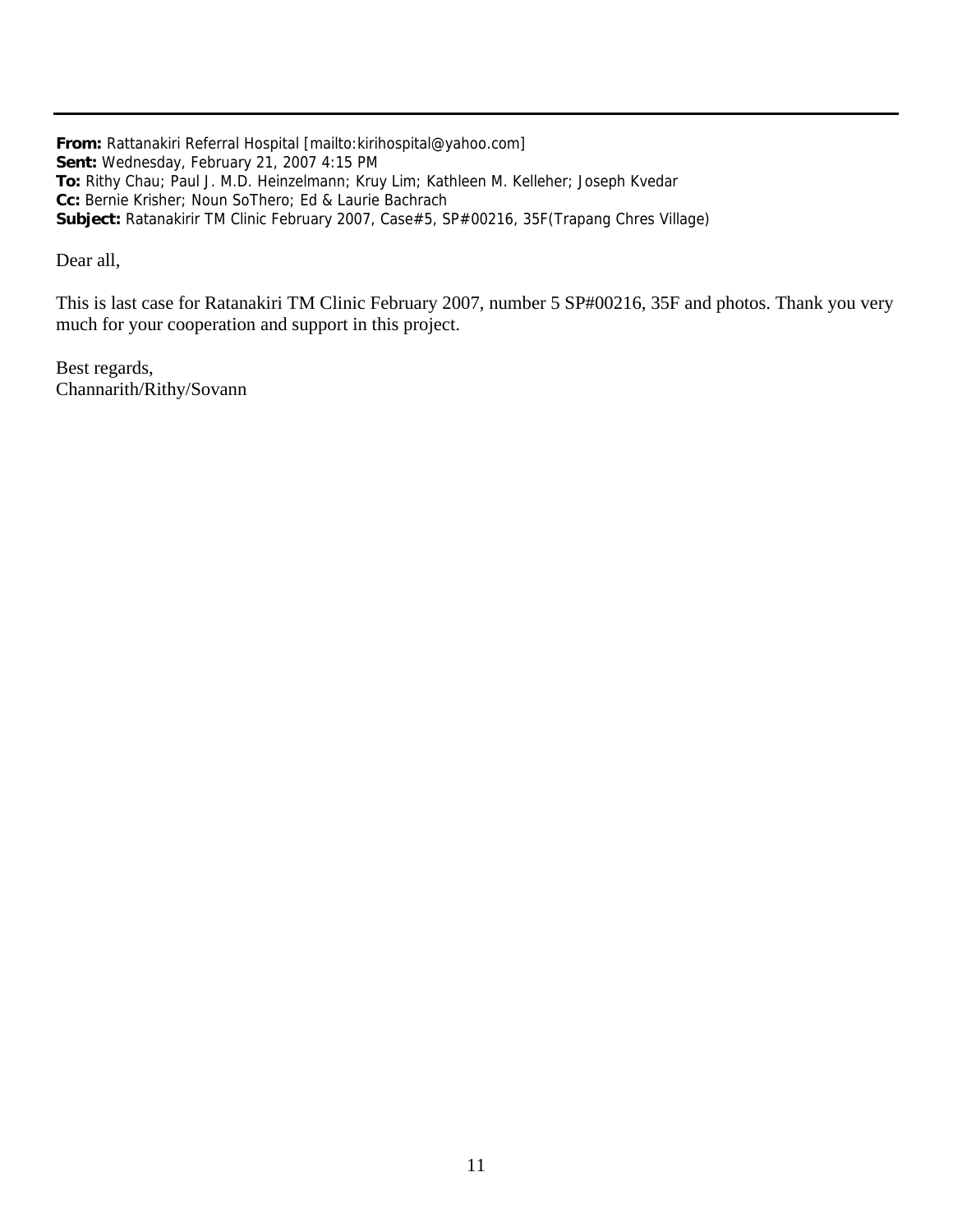**From:** Rattanakiri Referral Hospital [mailto:kirihospital@yahoo.com]
**Sent:** Wednesday, February 21, 2007 4:15 PM
**To:** Rithy Chau; Paul J. M.D. Heinzelmann; Kruy Lim; Kathleen M. Kelleher; Joseph Kvedar
**Cc:** Bernie Krisher; Noun SoThero; Ed & Laurie Bachrach
**Subject:** Ratanakirir TM Clinic February 2007, Case#5, SP#00216, 35F(Trapang Chres Village)

Dear all,

This is last case for Ratanakiri TM Clinic February 2007, number 5 SP#00216, 35F and photos. Thank you very much for your cooperation and support in this project.

Best regards,
Channarith/Rithy/Sovann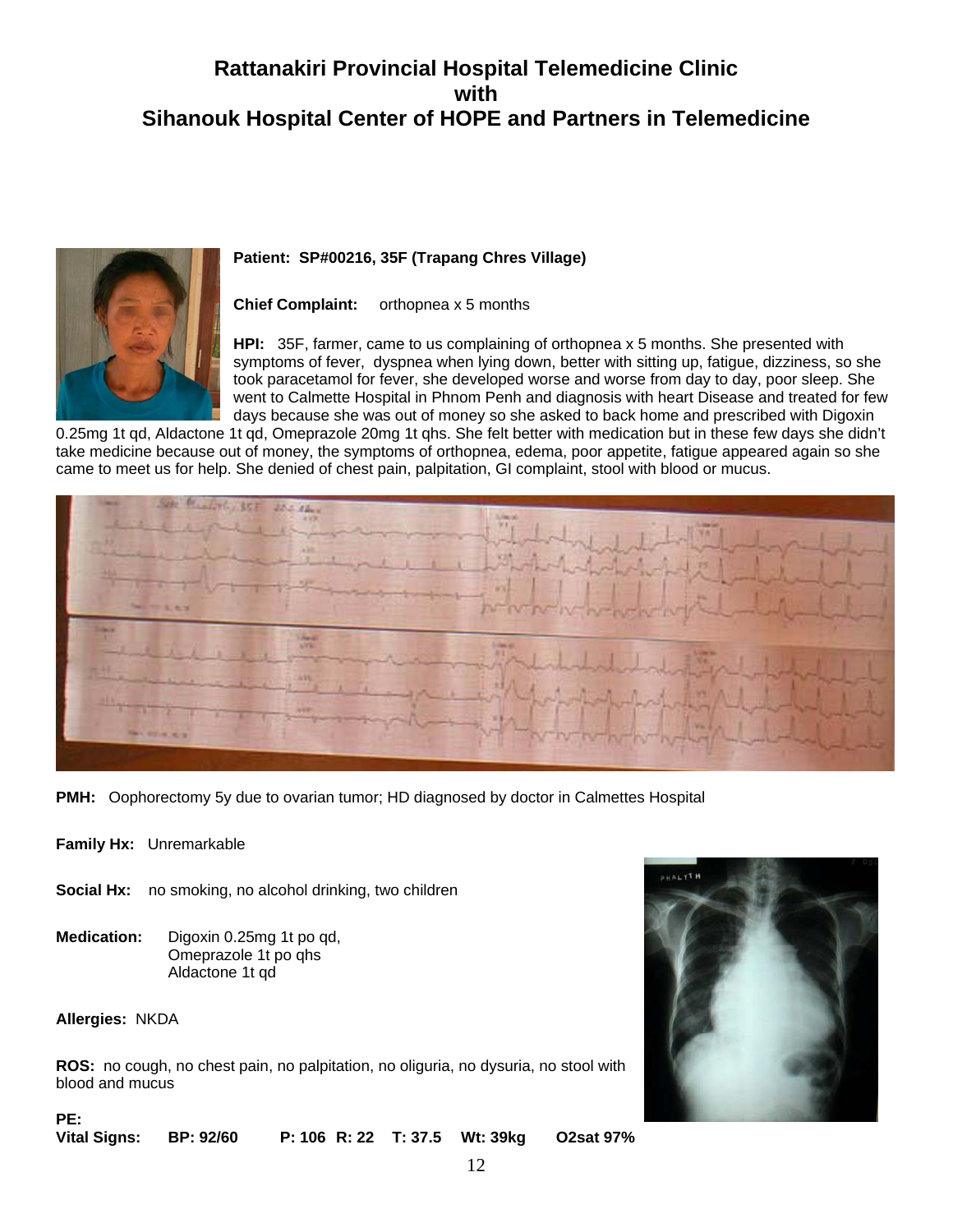# Rattanakiri Provincial Hospital Telemedicine Clinic with Sihanouk Hospital Center of HOPE and Partners in Telemedicine

**Patient: SP#00216, 35F (Trapang Chres Village)**

**Chief Complaint:** orthopnea x 5 months

**HPI:** 35F, farmer, came to us complaining of orthopnea x 5 months. She presented with symptoms of fever, dyspnea when lying down, better with sitting up, fatigue, dizziness, so she took paracetamol for fever, she developed worse and worse from day to day, poor sleep. She went to Calmette Hospital in Phnom Penh and diagnosis with heart Disease and treated for few days because she was out of money so she asked to back home and prescribed with Digoxin 0.25mg 1t qd, Aldactone 1t qd, Omeprazole 20mg 1t qhs. She felt better with medication but in these few days she didn't take medicine because out of money, the symptoms of orthopnea, edema, poor appetite, fatigue appeared again so she came to meet us for help. She denied of chest pain, palpitation, GI complaint, stool with blood or mucus.

**PMH:** Oophorectomy 5y due to ovarian tumor; HD diagnosed by doctor in Calmettes Hospital

**Family Hx:** Unremarkable

**Social Hx:** no smoking, no alcohol drinking, two children

**Medication:** Digoxin 0.25mg 1t po qd,
Omeprazole 1t po qhs
Aldactone 1t qd

**Allergies:** NKDA

**ROS:** no cough, no chest pain, no palpitation, no oliguria, no dysuria, no stool with blood and mucus

**PE:**

**Vital Signs:** **BP: 92/60** **P: 106** **R: 22** **T: 37.5** **Wt: 39kg** **O2sat 97%**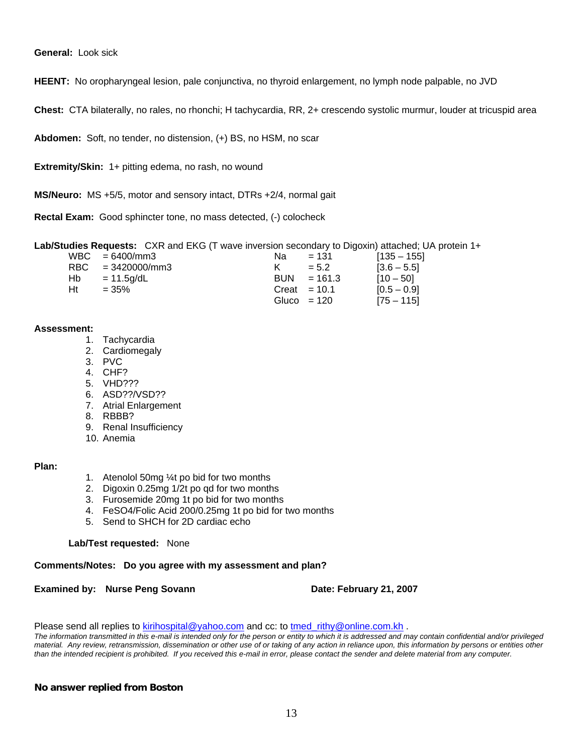**General:** Look sick

**HEENT:** No oropharyngeal lesion, pale conjunctiva, no thyroid enlargement, no lymph node palpable, no JVD

**Chest:** CTA bilaterally, no rales, no rhonchi; H tachycardia, RR, 2+ crescendo systolic murmur, louder at tricuspid area

**Abdomen:** Soft, no tender, no distension, (+) BS, no HSM, no scar

**Extremity/Skin:** 1+ pitting edema, no rash, no wound

**MS/Neuro:** MS +5/5, motor and sensory intact, DTRs +2/4, normal gait

**Rectal Exam:** Good sphincter tone, no mass detected, (-) colocheck

**Lab/Studies Requests:** CXR and EKG (T wave inversion secondary to Digoxin) attached; UA protein 1+

| | | | | |
|---|---|---|---|---|
| WBC | = 6400/mm3 | Na | = 131 | [135 – 155] |
| RBC | = 3420000/mm3 | K | = 5.2 | [3.6 – 5.5] |
| Hb | = 11.5g/dL | BUN | = 161.3 | [10 – 50] |
| Ht | = 35% | Creat | = 10.1 | [0.5 – 0.9] |
| | | Gluco | = 120 | [75 – 115] |

**Assessment:**

1. Tachycardia
2. Cardiomegaly
3. PVC
4. CHF?
5. VHD???
6. ASD??/VSD??
7. Atrial Enlargement
8. RBBB?
9. Renal Insufficiency
10. Anemia

**Plan:**

1. Atenolol 50mg ¼t po bid for two months
2. Digoxin 0.25mg 1/2t po qd for two months
3. Furosemide 20mg 1t po bid for two months
4. FeSO4/Folic Acid 200/0.25mg 1t po bid for two months
5. Send to SHCH for 2D cardiac echo

**Lab/Test requested:** None

**Comments/Notes: Do you agree with my assessment and plan?**

**Examined by: Nurse Peng Sovann** **Date: February 21, 2007**

Please send all replies to kirihospital@yahoo.com and cc: to tmed_rithy@online.com.kh .

*The information transmitted in this e-mail is intended only for the person or entity to which it is addressed and may contain confidential and/or privileged material. Any review, retransmission, dissemination or other use of or taking of any action in reliance upon, this information by persons or entities other than the intended recipient is prohibited. If you received this e-mail in error, please contact the sender and delete material from any computer.*

**No answer replied from Boston**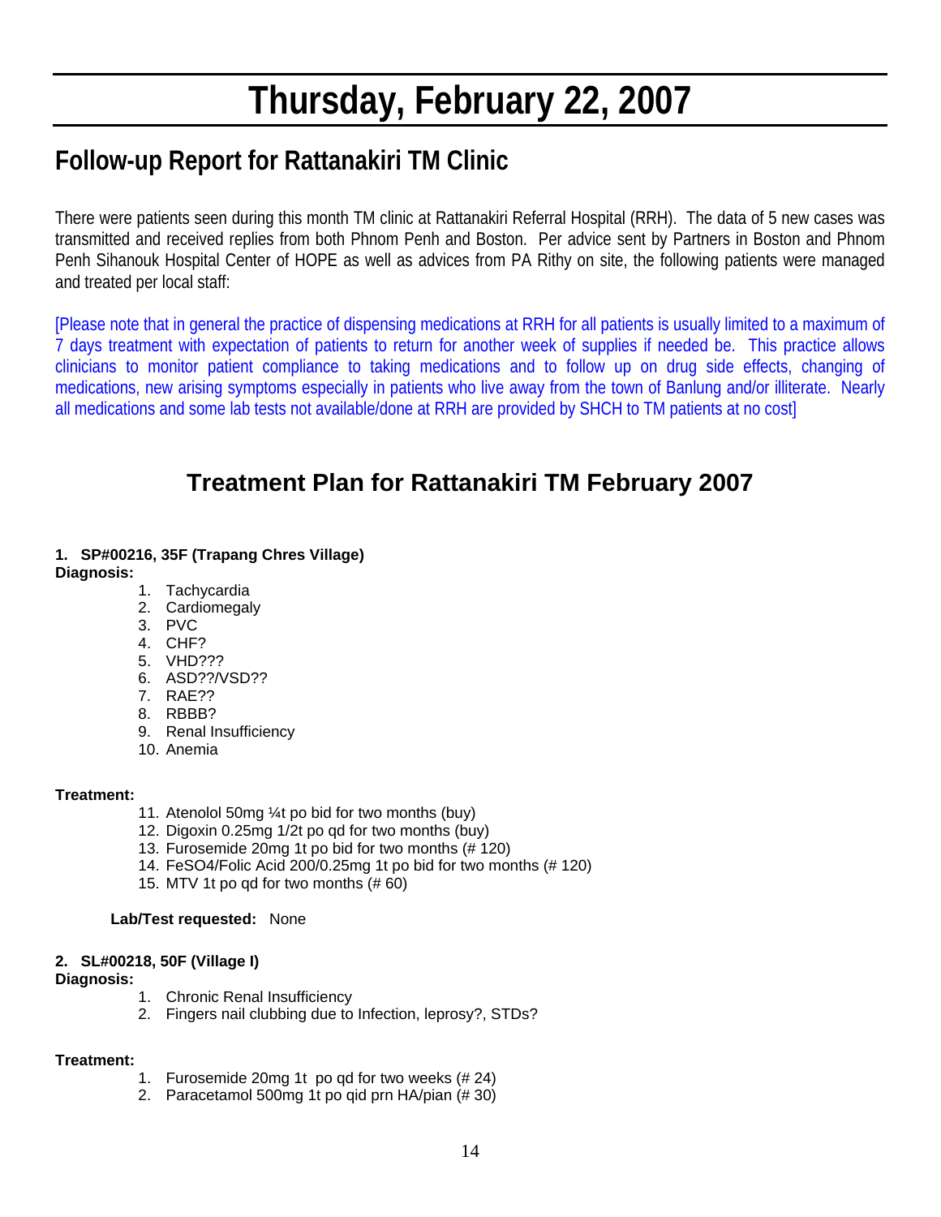# Thursday, February 22, 2007

## Follow-up Report for Rattanakiri TM Clinic

There were patients seen during this month TM clinic at Rattanakiri Referral Hospital (RRH). The data of 5 new cases was transmitted and received replies from both Phnom Penh and Boston. Per advice sent by Partners in Boston and Phnom Penh Sihanouk Hospital Center of HOPE as well as advices from PA Rithy on site, the following patients were managed and treated per local staff:

[Please note that in general the practice of dispensing medications at RRH for all patients is usually limited to a maximum of 7 days treatment with expectation of patients to return for another week of supplies if needed be. This practice allows clinicians to monitor patient compliance to taking medications and to follow up on drug side effects, changing of medications, new arising symptoms especially in patients who live away from the town of Banlung and/or illiterate. Nearly all medications and some lab tests not available/done at RRH are provided by SHCH to TM patients at no cost]

## Treatment Plan for Rattanakiri TM February 2007

**1. SP#00216, 35F (Trapang Chres Village)**

**Diagnosis:**

1. Tachycardia
2. Cardiomegaly
3. PVC
4. CHF?
5. VHD???
6. ASD??/VSD??
7. RAE??
8. RBBB?
9. Renal Insufficiency
10. Anemia

**Treatment:**

11. Atenolol 50mg ¼t po bid for two months (buy)
12. Digoxin 0.25mg 1/2t po qd for two months (buy)
13. Furosemide 20mg 1t po bid for two months (# 120)
14. FeSO4/Folic Acid 200/0.25mg 1t po bid for two months (# 120)
15. MTV 1t po qd for two months (# 60)

**Lab/Test requested:** None

**2. SL#00218, 50F (Village I)**

**Diagnosis:**

1. Chronic Renal Insufficiency
2. Fingers nail clubbing due to Infection, leprosy?, STDs?

**Treatment:**

1. Furosemide 20mg 1t po qd for two weeks (# 24)
2. Paracetamol 500mg 1t po qid prn HA/pian (# 30)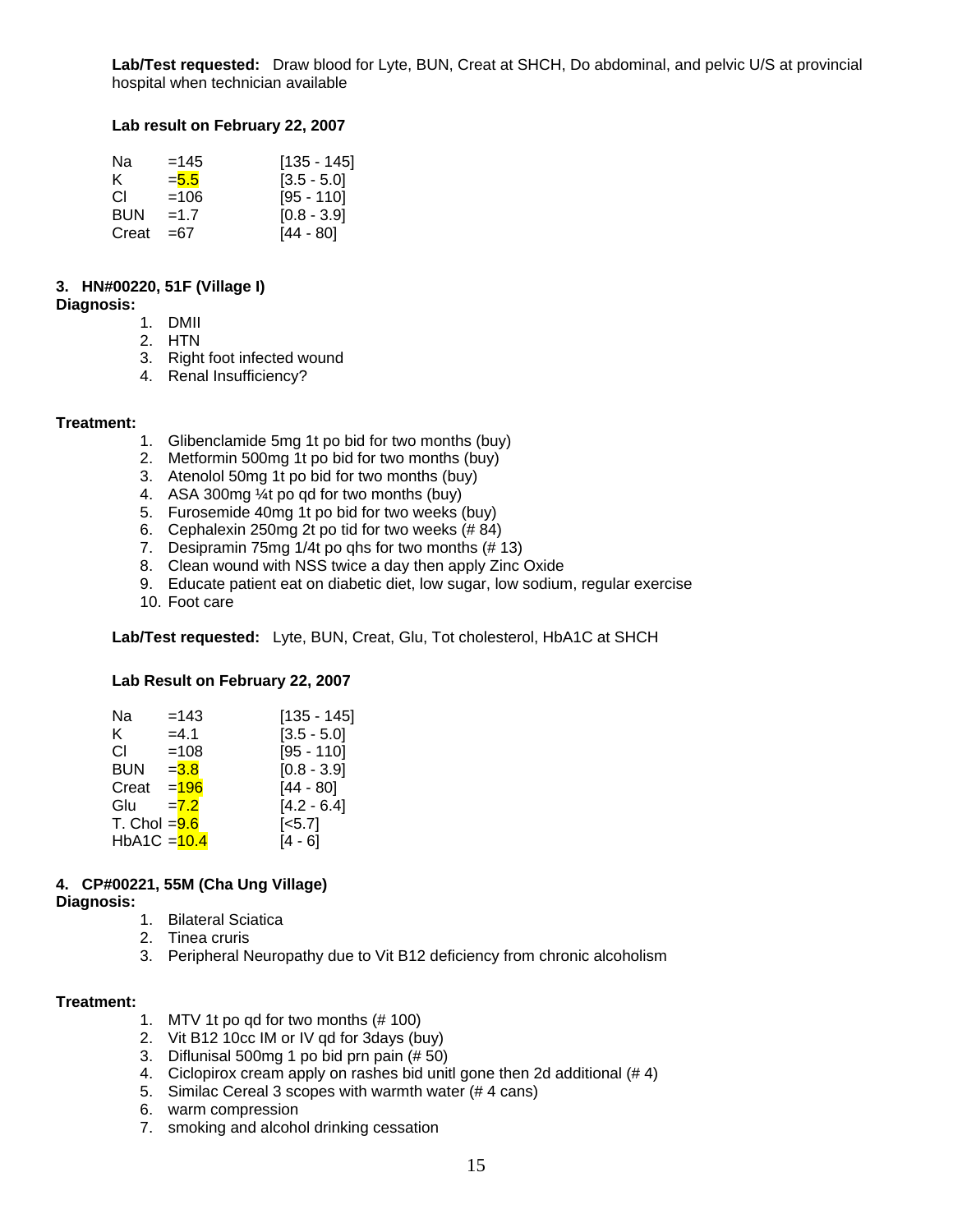**Lab/Test requested:** Draw blood for Lyte, BUN, Creat at SHCH, Do abdominal, and pelvic U/S at provincial hospital when technician available

**Lab result on February 22, 2007**

| | | |
|---|---|---|
| Na | =145 | [135 - 145] |
| K | =5.5 | [3.5 - 5.0] |
| Cl | =106 | [95 - 110] |
| BUN | =1.7 | [0.8 - 3.9] |
| Creat | =67 | [44 - 80] |

**3. HN#00220, 51F (Village I)**

**Diagnosis:**

1. DMII
2. HTN
3. Right foot infected wound
4. Renal Insufficiency?

**Treatment:**

1. Glibenclamide 5mg 1t po bid for two months (buy)
2. Metformin 500mg 1t po bid for two months (buy)
3. Atenolol 50mg 1t po bid for two months (buy)
4. ASA 300mg ¼t po qd for two months (buy)
5. Furosemide 40mg 1t po bid for two weeks (buy)
6. Cephalexin 250mg 2t po tid for two weeks (# 84)
7. Desipramin 75mg 1/4t po qhs for two months (# 13)
8. Clean wound with NSS twice a day then apply Zinc Oxide
9. Educate patient eat on diabetic diet, low sugar, low sodium, regular exercise
10. Foot care

**Lab/Test requested:** Lyte, BUN, Creat, Glu, Tot cholesterol, HbA1C at SHCH

**Lab Result on February 22, 2007**

| | | |
|---|---|---|
| Na | =143 | [135 - 145] |
| K | =4.1 | [3.5 - 5.0] |
| Cl | =108 | [95 - 110] |
| BUN | =3.8 | [0.8 - 3.9] |
| Creat | =196 | [44 - 80] |
| Glu | =7.2 | [4.2 - 6.4] |
| T. Chol | =9.6 | [<5.7] |
| HbA1C | =10.4 | [4 - 6] |

**4. CP#00221, 55M (Cha Ung Village)**

**Diagnosis:**

1. Bilateral Sciatica
2. Tinea cruris
3. Peripheral Neuropathy due to Vit B12 deficiency from chronic alcoholism

**Treatment:**

1. MTV 1t po qd for two months (# 100)
2. Vit B12 10cc IM or IV qd for 3days (buy)
3. Diflunisal 500mg 1 po bid prn pain (# 50)
4. Ciclopirox cream apply on rashes bid unitl gone then 2d additional (# 4)
5. Similac Cereal 3 scopes with warmth water (# 4 cans)
6. warm compression
7. smoking and alcohol drinking cessation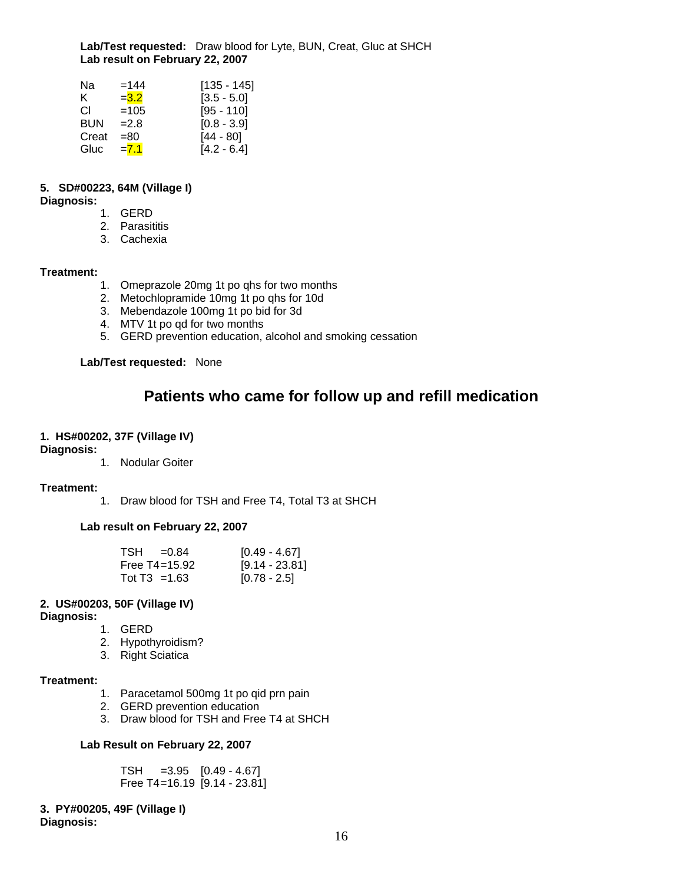**Lab/Test requested:** Draw blood for Lyte, BUN, Creat, Gluc at SHCH
**Lab result on February 22, 2007**

| | | |
|---|---|---|
| Na | =144 | [135 - 145] |
| K | =3.2 | [3.5 - 5.0] |
| Cl | =105 | [95 - 110] |
| BUN | =2.8 | [0.8 - 3.9] |
| Creat | =80 | [44 - 80] |
| Gluc | =7.1 | [4.2 - 6.4] |

**5. SD#00223, 64M (Village I)**

**Diagnosis:**

1. GERD
2. Parasititis
3. Cachexia

**Treatment:**

1. Omeprazole 20mg 1t po qhs for two months
2. Metochlopramide 10mg 1t po qhs for 10d
3. Mebendazole 100mg 1t po bid for 3d
4. MTV 1t po qd for two months
5. GERD prevention education, alcohol and smoking cessation

**Lab/Test requested:** None

## Patients who came for follow up and refill medication

**1. HS#00202, 37F (Village IV)**

**Diagnosis:**

1. Nodular Goiter

**Treatment:**

1. Draw blood for TSH and Free T4, Total T3 at SHCH

**Lab result on February 22, 2007**

| | | |
|---|---|---|
| TSH | =0.84 | [0.49 - 4.67] |
| Free T4 | =15.92 | [9.14 - 23.81] |
| Tot T3 | =1.63 | [0.78 - 2.5] |

**2. US#00203, 50F (Village IV)**

**Diagnosis:**

1. GERD
2. Hypothyroidism?
3. Right Sciatica

**Treatment:**

1. Paracetamol 500mg 1t po qid prn pain
2. GERD prevention education
3. Draw blood for TSH and Free T4 at SHCH

**Lab Result on February 22, 2007**

| | | |
|---|---|---|
| TSH | =3.95 | [0.49 - 4.67] |
| Free T4 | =16.19 | [9.14 - 23.81] |

**3. PY#00205, 49F (Village I)**

**Diagnosis:**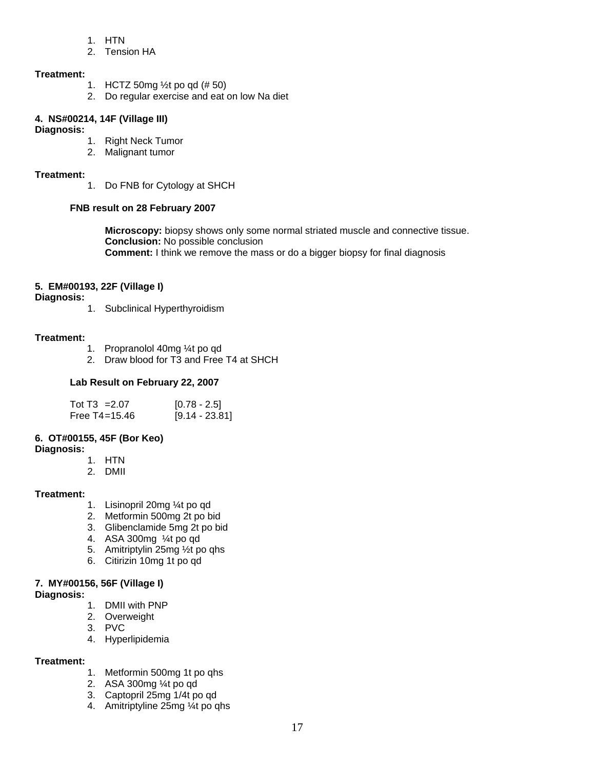1. HTN
2. Tension HA

**Treatment:**

1. HCTZ 50mg ½t po qd (# 50)
2. Do regular exercise and eat on low Na diet

**4. NS#00214, 14F (Village III)**

**Diagnosis:**

1. Right Neck Tumor
2. Malignant tumor

**Treatment:**

1. Do FNB for Cytology at SHCH

**FNB result on 28 February 2007**

**Microscopy:** biopsy shows only some normal striated muscle and connective tissue.
**Conclusion:** No possible conclusion
**Comment:** I think we remove the mass or do a bigger biopsy for final diagnosis

**5. EM#00193, 22F (Village I)**

**Diagnosis:**

1. Subclinical Hyperthyroidism

**Treatment:**

1. Propranolol 40mg ¼t po qd
2. Draw blood for T3 and Free T4 at SHCH

**Lab Result on February 22, 2007**

| | |
|---|---|
| Tot T3 =2.07 | [0.78 - 2.5] |
| Free T4=15.46 | [9.14 - 23.81] |

**6. OT#00155, 45F (Bor Keo)**

**Diagnosis:**

1. HTN
2. DMII

**Treatment:**

1. Lisinopril 20mg ¼t po qd
2. Metformin 500mg 2t po bid
3. Glibenclamide 5mg 2t po bid
4. ASA 300mg ¼t po qd
5. Amitriptylin 25mg ½t po qhs
6. Citirizin 10mg 1t po qd

**7. MY#00156, 56F (Village I)**

**Diagnosis:**

1. DMII with PNP
2. Overweight
3. PVC
4. Hyperlipidemia

**Treatment:**

1. Metformin 500mg 1t po qhs
2. ASA 300mg ¼t po qd
3. Captopril 25mg 1/4t po qd
4. Amitriptyline 25mg ¼t po qhs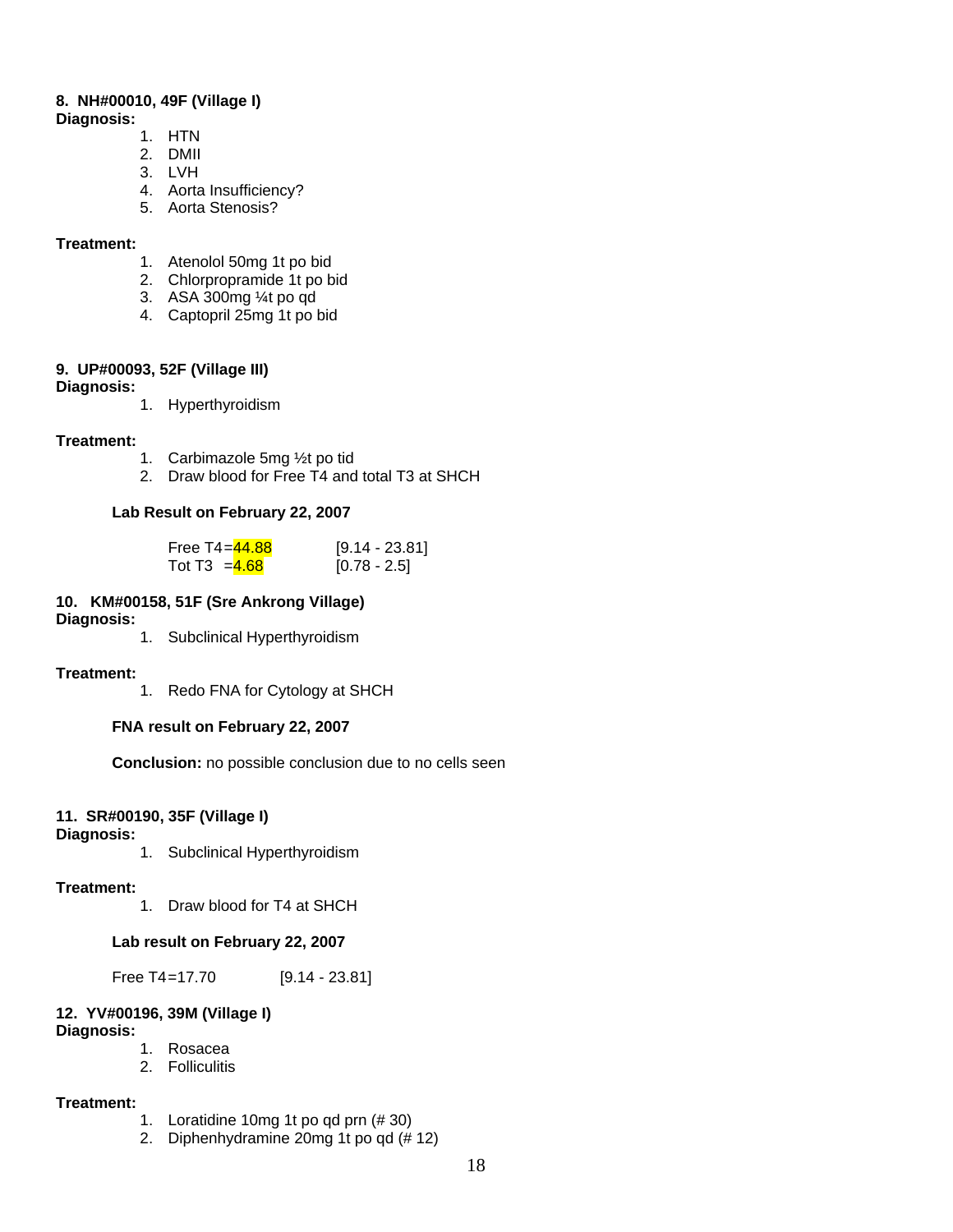**8. NH#00010, 49F (Village I)**
**Diagnosis:**

1. HTN
2. DMII
3. LVH
4. Aorta Insufficiency?
5. Aorta Stenosis?

**Treatment:**

1. Atenolol 50mg 1t po bid
2. Chlorpropramide 1t po bid
3. ASA 300mg ¼t po qd
4. Captopril 25mg 1t po bid

**9. UP#00093, 52F (Village III)**
**Diagnosis:**

1. Hyperthyroidism

**Treatment:**

1. Carbimazole 5mg ½t po tid
2. Draw blood for Free T4 and total T3 at SHCH

**Lab Result on February 22, 2007**

| | |
|---|---|
| Free T4=44.88 | [9.14 - 23.81] |
| Tot T3 =4.68 | [0.78 - 2.5] |

**10. KM#00158, 51F (Sre Ankrong Village)**
**Diagnosis:**

1. Subclinical Hyperthyroidism

**Treatment:**

1. Redo FNA for Cytology at SHCH

**FNA result on February 22, 2007**

**Conclusion:** no possible conclusion due to no cells seen

**11. SR#00190, 35F (Village I)**
**Diagnosis:**

1. Subclinical Hyperthyroidism

**Treatment:**

1. Draw blood for T4 at SHCH

**Lab result on February 22, 2007**

Free T4=17.70 [9.14 - 23.81]

**12. YV#00196, 39M (Village I)**
**Diagnosis:**

1. Rosacea
2. Folliculitis

**Treatment:**

1. Loratidine 10mg 1t po qd prn (# 30)
2. Diphenhydramine 20mg 1t po qd (# 12)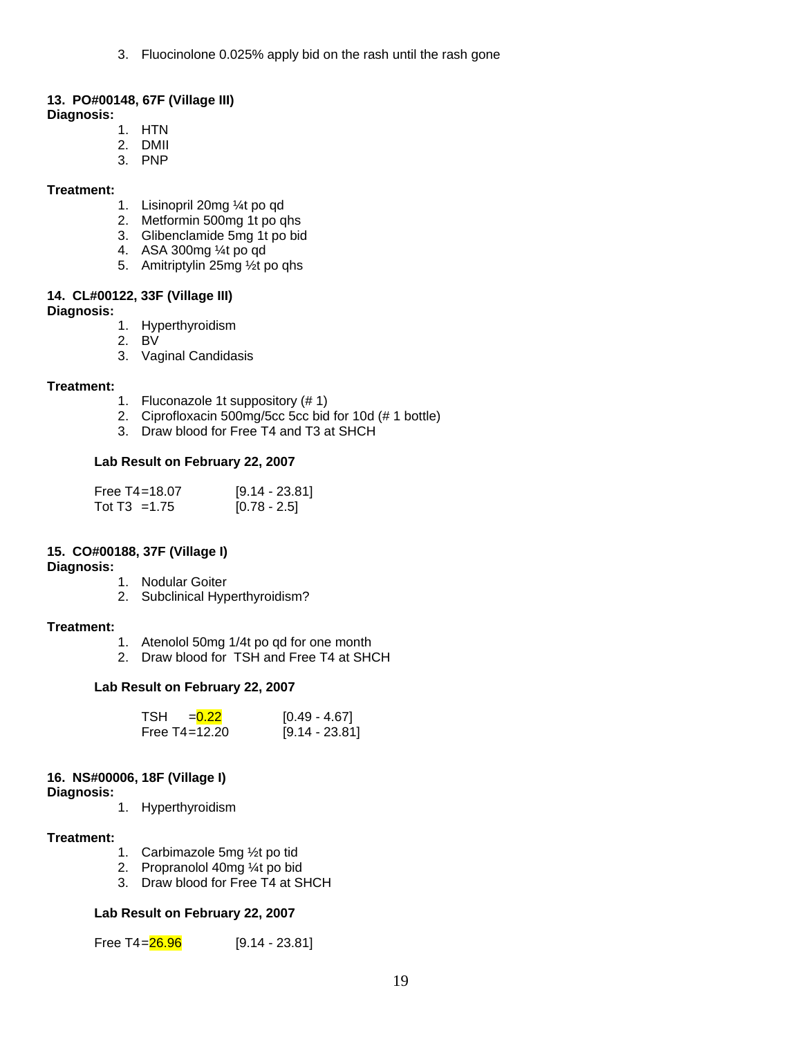3. Fluocinolone 0.025% apply bid on the rash until the rash gone

**13. PO#00148, 67F (Village III)**
**Diagnosis:**

1. HTN
2. DMII
3. PNP

**Treatment:**

1. Lisinopril 20mg ¼t po qd
2. Metformin 500mg 1t po qhs
3. Glibenclamide 5mg 1t po bid
4. ASA 300mg ¼t po qd
5. Amitriptylin 25mg ½t po qhs

**14. CL#00122, 33F (Village III)**
**Diagnosis:**

1. Hyperthyroidism
2. BV
3. Vaginal Candidasis

**Treatment:**

1. Fluconazole 1t suppository (# 1)
2. Ciprofloxacin 500mg/5cc 5cc bid for 10d (# 1 bottle)
3. Draw blood for Free T4 and T3 at SHCH

**Lab Result on February 22, 2007**

Free T4=18.07 [9.14 - 23.81]
Tot T3 =1.75 [0.78 - 2.5]

**15. CO#00188, 37F (Village I)**
**Diagnosis:**

1. Nodular Goiter
2. Subclinical Hyperthyroidism?

**Treatment:**

1. Atenolol 50mg 1/4t po qd for one month
2. Draw blood for TSH and Free T4 at SHCH

**Lab Result on February 22, 2007**

TSH =0.22 [0.49 - 4.67]
Free T4=12.20 [9.14 - 23.81]

**16. NS#00006, 18F (Village I)**
**Diagnosis:**

1. Hyperthyroidism

**Treatment:**

1. Carbimazole 5mg ½t po tid
2. Propranolol 40mg ¼t po bid
3. Draw blood for Free T4 at SHCH

**Lab Result on February 22, 2007**

Free T4=26.96 [9.14 - 23.81]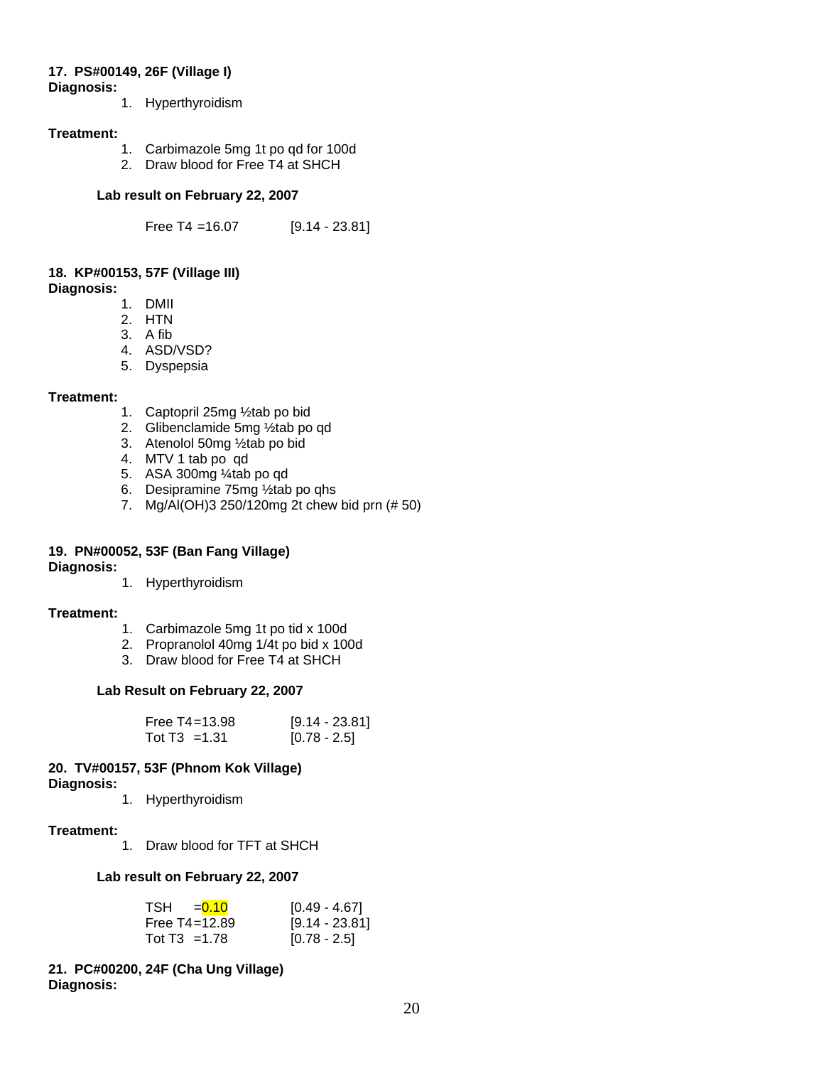**17. PS#00149, 26F (Village I)**
**Diagnosis:**

1. Hyperthyroidism

**Treatment:**

1. Carbimazole 5mg 1t po qd for 100d
2. Draw blood for Free T4 at SHCH

**Lab result on February 22, 2007**

| | |
|---|---|
| Free T4 =16.07 | [9.14 - 23.81] |

**18. KP#00153, 57F (Village III)**
**Diagnosis:**

1. DMII
2. HTN
3. A fib
4. ASD/VSD?
5. Dyspepsia

**Treatment:**

1. Captopril 25mg ½tab po bid
2. Glibenclamide 5mg ½tab po qd
3. Atenolol 50mg ½tab po bid
4. MTV 1 tab po qd
5. ASA 300mg ¼tab po qd
6. Desipramine 75mg ½tab po qhs
7. Mg/Al(OH)3 250/120mg 2t chew bid prn (# 50)

**19. PN#00052, 53F (Ban Fang Village)**
**Diagnosis:**

1. Hyperthyroidism

**Treatment:**

1. Carbimazole 5mg 1t po tid x 100d
2. Propranolol 40mg 1/4t po bid x 100d
3. Draw blood for Free T4 at SHCH

**Lab Result on February 22, 2007**

| | |
|---|---|
| Free T4=13.98 | [9.14 - 23.81] |
| Tot T3 =1.31 | [0.78 - 2.5] |

**20. TV#00157, 53F (Phnom Kok Village)**
**Diagnosis:**

1. Hyperthyroidism

**Treatment:**

1. Draw blood for TFT at SHCH

**Lab result on February 22, 2007**

| | |
|---|---|
| TSH =0.10 | [0.49 - 4.67] |
| Free T4=12.89 | [9.14 - 23.81] |
| Tot T3 =1.78 | [0.78 - 2.5] |

**21. PC#00200, 24F (Cha Ung Village)**
**Diagnosis:**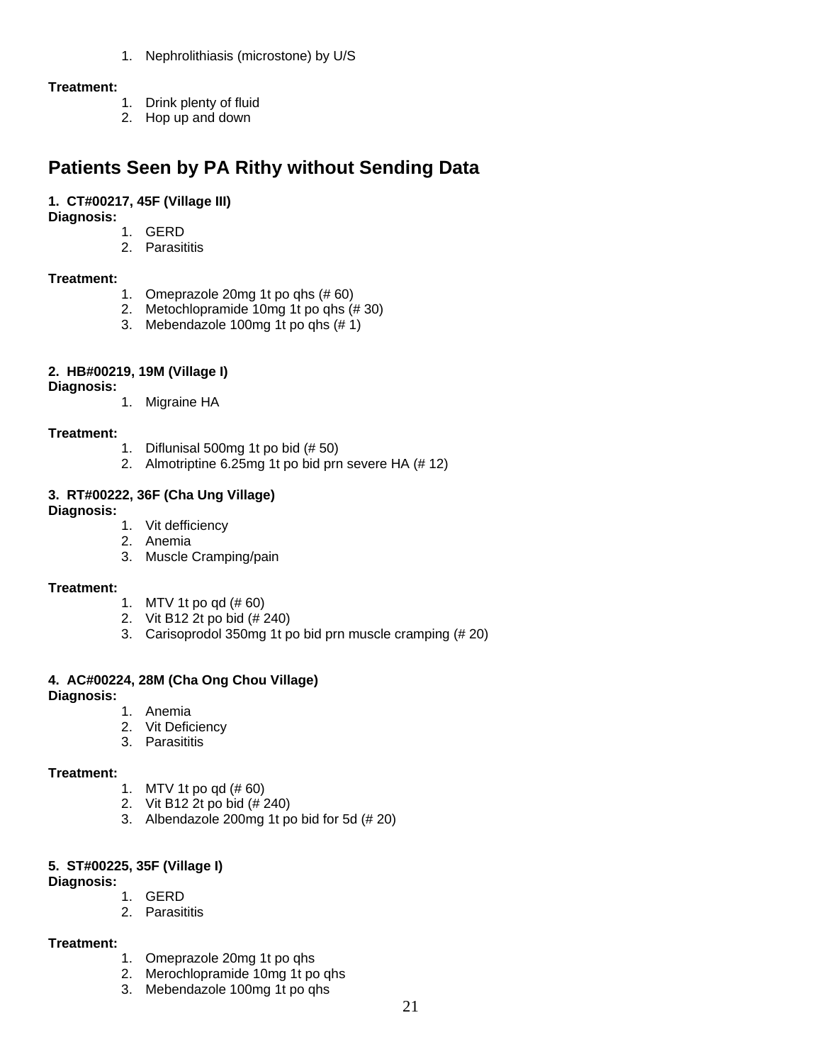1. Nephrolithiasis (microstone) by U/S

**Treatment:**

1. Drink plenty of fluid
2. Hop up and down

## Patients Seen by PA Rithy without Sending Data

**1. CT#00217, 45F (Village III)**

**Diagnosis:**

1. GERD
2. Parasititis

**Treatment:**

1. Omeprazole 20mg 1t po qhs (# 60)
2. Metochlopramide 10mg 1t po qhs (# 30)
3. Mebendazole 100mg 1t po qhs (# 1)

**2. HB#00219, 19M (Village I)**

**Diagnosis:**

1. Migraine HA

**Treatment:**

1. Diflunisal 500mg 1t po bid (# 50)
2. Almotriptine 6.25mg 1t po bid prn severe HA (# 12)

**3. RT#00222, 36F (Cha Ung Village)**

**Diagnosis:**

1. Vit defficiency
2. Anemia
3. Muscle Cramping/pain

**Treatment:**

1. MTV 1t po qd (# 60)
2. Vit B12 2t po bid (# 240)
3. Carisoprodol 350mg 1t po bid prn muscle cramping (# 20)

**4. AC#00224, 28M (Cha Ong Chou Village)**

**Diagnosis:**

1. Anemia
2. Vit Deficiency
3. Parasititis

**Treatment:**

1. MTV 1t po qd (# 60)
2. Vit B12 2t po bid (# 240)
3. Albendazole 200mg 1t po bid for 5d (# 20)

**5. ST#00225, 35F (Village I)**

**Diagnosis:**

1. GERD
2. Parasititis

**Treatment:**

1. Omeprazole 20mg 1t po qhs
2. Merochlopramide 10mg 1t po qhs
3. Mebendazole 100mg 1t po qhs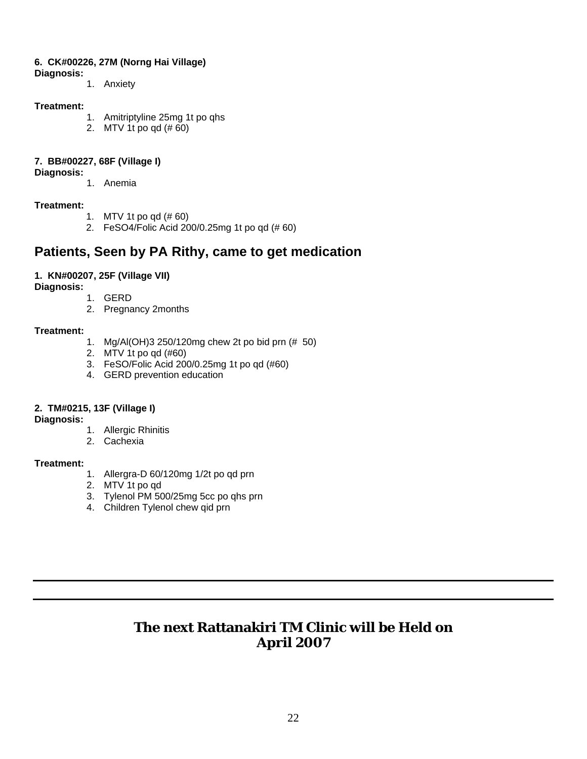**6. CK#00226, 27M (Norng Hai Village)**

**Diagnosis:**

1. Anxiety

**Treatment:**

1. Amitriptyline 25mg 1t po qhs
2. MTV 1t po qd (# 60)

**7. BB#00227, 68F (Village I)**

**Diagnosis:**

1. Anemia

**Treatment:**

1. MTV 1t po qd (# 60)
2. FeSO4/Folic Acid 200/0.25mg 1t po qd (# 60)

## Patients, Seen by PA Rithy, came to get medication

**1. KN#00207, 25F (Village VII)**

**Diagnosis:**

1. GERD
2. Pregnancy 2months

**Treatment:**

1. Mg/Al(OH)3 250/120mg chew 2t po bid prn (# 50)
2. MTV 1t po qd (#60)
3. FeSO/Folic Acid 200/0.25mg 1t po qd (#60)
4. GERD prevention education

**2. TM#0215, 13F (Village I)**

**Diagnosis:**

1. Allergic Rhinitis
2. Cachexia

**Treatment:**

1. Allergra-D 60/120mg 1/2t po qd prn
2. MTV 1t po qd
3. Tylenol PM 500/25mg 5cc po qhs prn
4. Children Tylenol chew qid prn

---

**The next Rattanakiri TM Clinic will be Held on April 2007**